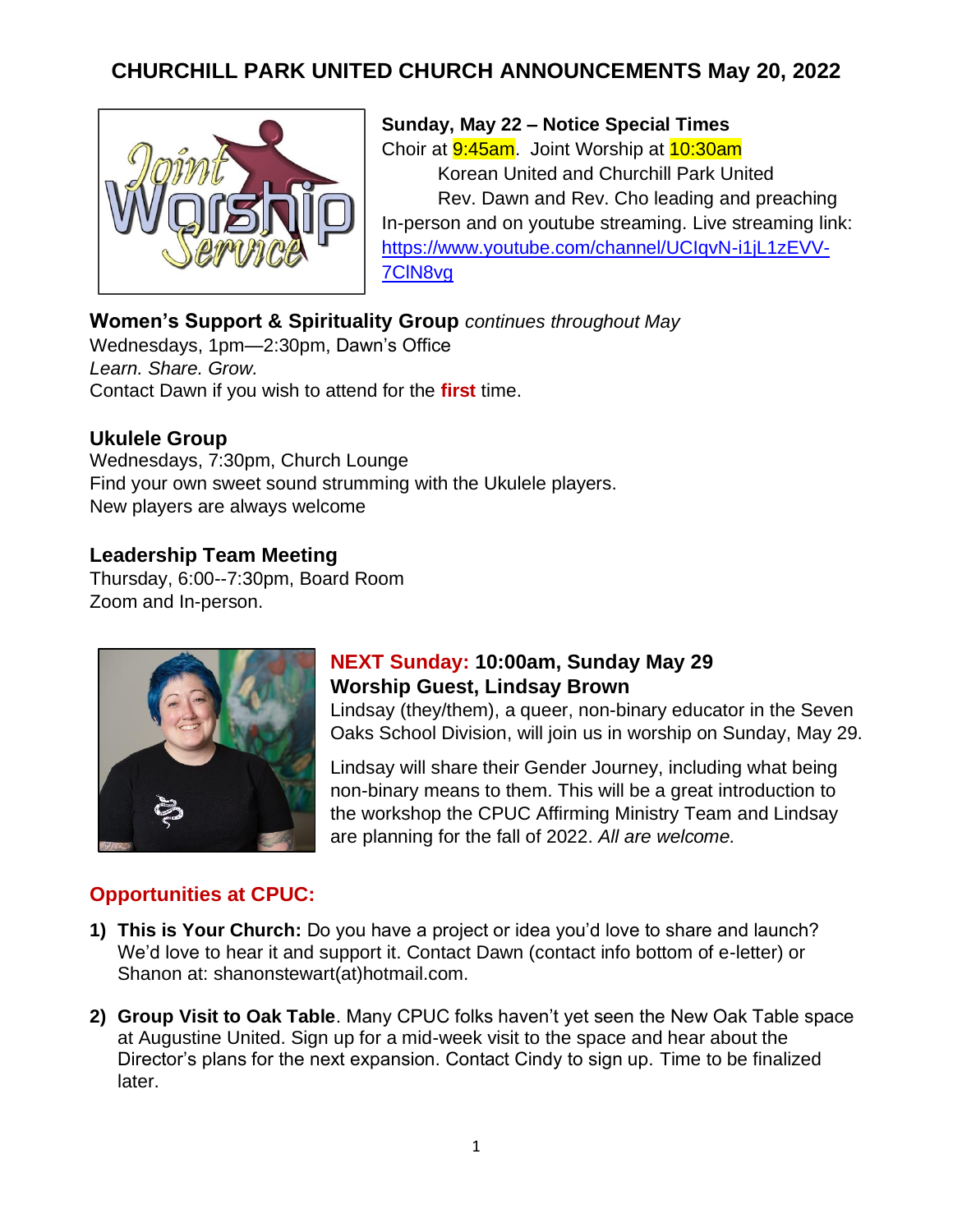# CHURCHILL PARK UNITED CHURCH ANNOUNCEMENTS May 20, 2022

**Sunday, May 22 – Notice Special Times**
Choir at 9:45am. Joint Worship at 10:30am
Korean United and Churchill Park United
Rev. Dawn and Rev. Cho leading and preaching
In-person and on youtube streaming. Live streaming link: https://www.youtube.com/channel/UCIqvN-i1jL1zEVV-7ClN8vg

**Women's Support & Spirituality Group** *continues throughout May*
Wednesdays, 1pm—2:30pm, Dawn's Office
*Learn. Share. Grow.*
Contact Dawn if you wish to attend for the **first** time.

**Ukulele Group**
Wednesdays, 7:30pm, Church Lounge
Find your own sweet sound strumming with the Ukulele players.
New players are always welcome

**Leadership Team Meeting**
Thursday, 6:00--7:30pm, Board Room
Zoom and In-person.

**NEXT Sunday: 10:00am, Sunday May 29**
**Worship Guest, Lindsay Brown**
Lindsay (they/them), a queer, non-binary educator in the Seven Oaks School Division, will join us in worship on Sunday, May 29.

Lindsay will share their Gender Journey, including what being non-binary means to them. This will be a great introduction to the workshop the CPUC Affirming Ministry Team and Lindsay are planning for the fall of 2022. *All are welcome.*

## Opportunities at CPUC:

1) **This is Your Church:** Do you have a project or idea you'd love to share and launch? We'd love to hear it and support it. Contact Dawn (contact info bottom of e-letter) or Shanon at: shanonstewart(at)hotmail.com.

2) **Group Visit to Oak Table**. Many CPUC folks haven't yet seen the New Oak Table space at Augustine United. Sign up for a mid-week visit to the space and hear about the Director's plans for the next expansion. Contact Cindy to sign up. Time to be finalized later.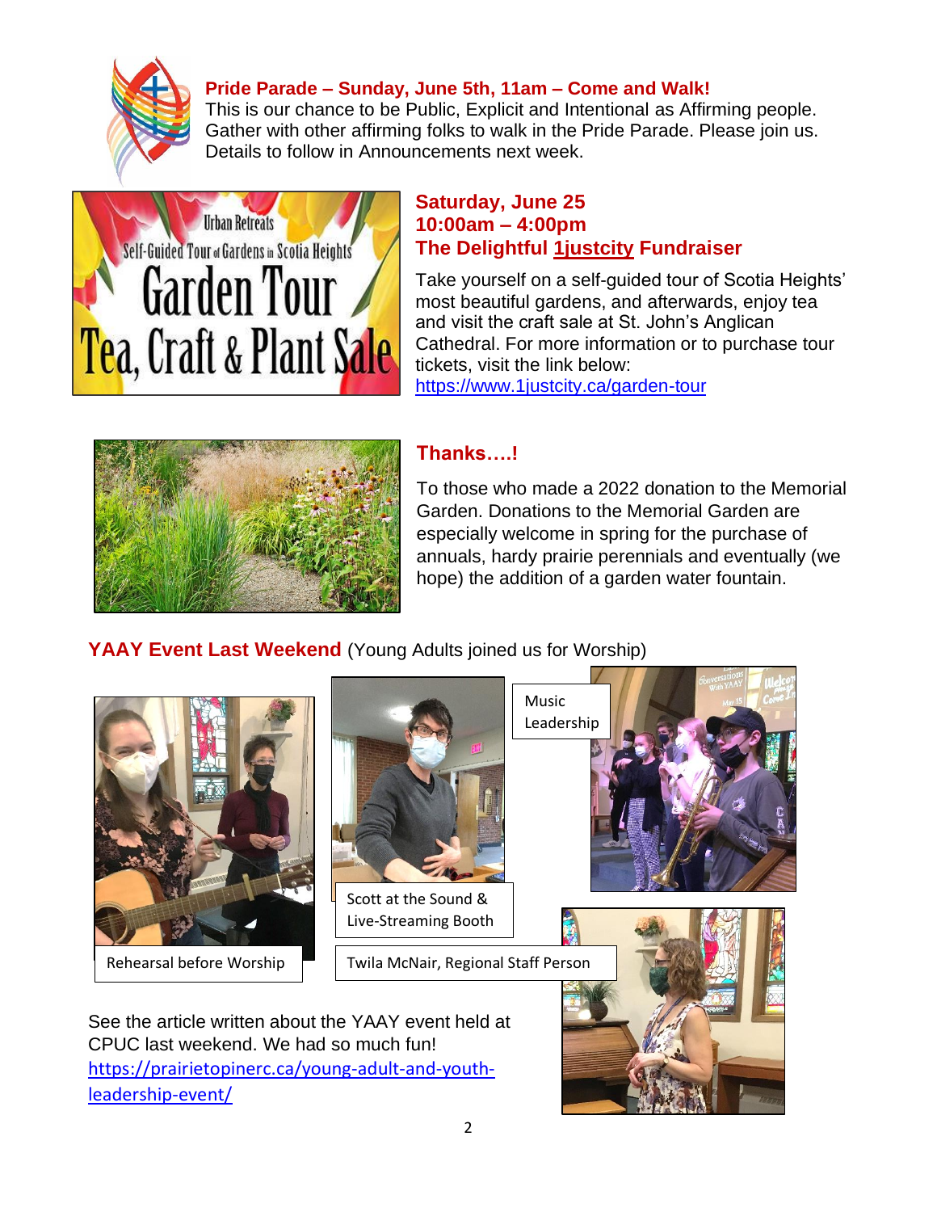**Pride Parade – Sunday, June 5th, 11am – Come and Walk!**
This is our chance to be Public, Explicit and Intentional as Affirming people. Gather with other affirming folks to walk in the Pride Parade. Please join us. Details to follow in Announcements next week.

Urban Retreats
Self-Guided Tour of Gardens in Scotia Heights
Garden Tour
Tea, Craft & Plant Sale

**Saturday, June 25**
**10:00am – 4:00pm**
**The Delightful 1justcity Fundraiser**

Take yourself on a self-guided tour of Scotia Heights' most beautiful gardens, and afterwards, enjoy tea and visit the craft sale at St. John's Anglican Cathedral. For more information or to purchase tour tickets, visit the link below:
https://www.1justcity.ca/garden-tour

**Thanks….!**

To those who made a 2022 donation to the Memorial Garden. Donations to the Memorial Garden are especially welcome in spring for the purchase of annuals, hardy prairie perennials and eventually (we hope) the addition of a garden water fountain.

**YAAY Event Last Weekend** (Young Adults joined us for Worship)

Rehearsal before Worship

Scott at the Sound & Live-Streaming Booth

Music Leadership

Twila McNair, Regional Staff Person

See the article written about the YAAY event held at CPUC last weekend. We had so much fun!
https://prairietopinerc.ca/young-adult-and-youth-leadership-event/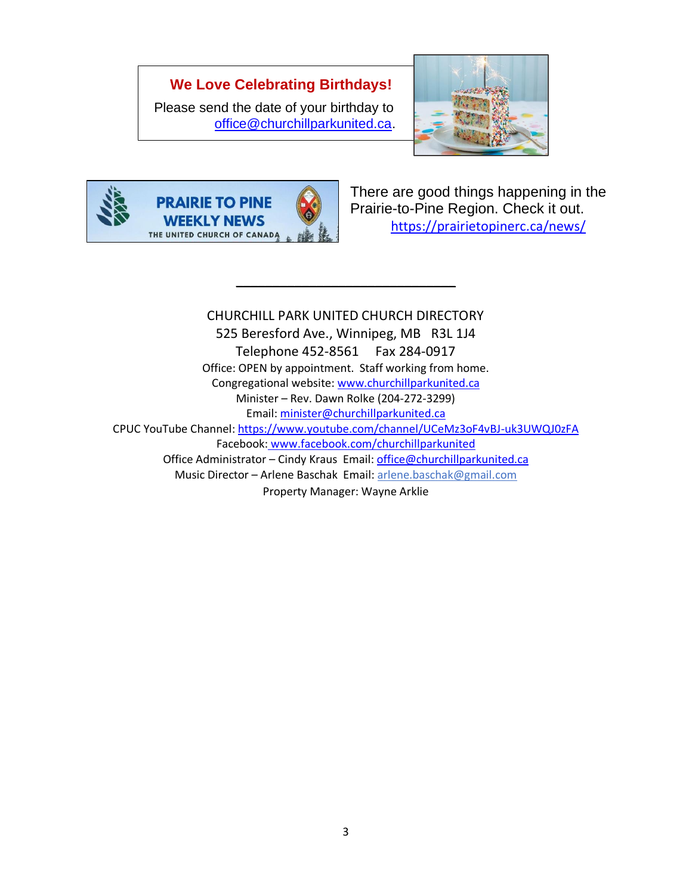**We Love Celebrating Birthdays!**

Please send the date of your birthday to office@churchillparkunited.ca.

PRAIRIE TO PINE WEEKLY NEWS
THE UNITED CHURCH OF CANADA

There are good things happening in the Prairie-to-Pine Region. Check it out. https://prairietopinerc.ca/news/

---

CHURCHILL PARK UNITED CHURCH DIRECTORY
525 Beresford Ave., Winnipeg, MB R3L 1J4
Telephone 452-8561 Fax 284-0917
Office: OPEN by appointment. Staff working from home.
Congregational website: www.churchillparkunited.ca
Minister – Rev. Dawn Rolke (204-272-3299)
Email: minister@churchillparkunited.ca
CPUC YouTube Channel: https://www.youtube.com/channel/UCeMz3oF4vBJ-uk3UWQJ0zFA
Facebook: www.facebook.com/churchillparkunited
Office Administrator – Cindy Kraus Email: office@churchillparkunited.ca
Music Director – Arlene Baschak Email: arlene.baschak@gmail.com
Property Manager: Wayne Arklie